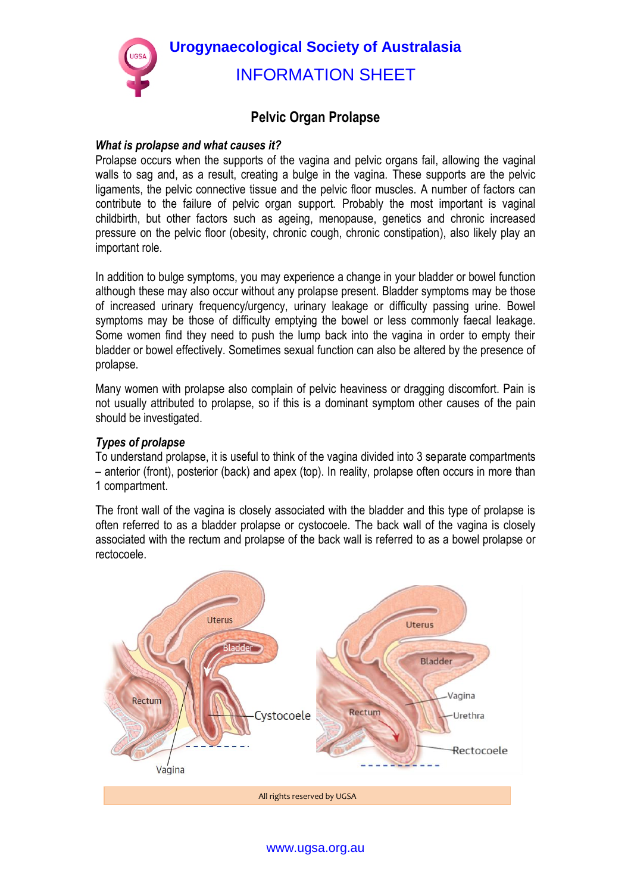# Urogynaecological Society of Australasia

## INFORMATION SHEET

### Pelvic Organ Prolapse

***What is prolapse and what causes it?***

Prolapse occurs when the supports of the vagina and pelvic organs fail, allowing the vaginal walls to sag and, as a result, creating a bulge in the vagina. These supports are the pelvic ligaments, the pelvic connective tissue and the pelvic floor muscles. A number of factors can contribute to the failure of pelvic organ support. Probably the most important is vaginal childbirth, but other factors such as ageing, menopause, genetics and chronic increased pressure on the pelvic floor (obesity, chronic cough, chronic constipation), also likely play an important role.

In addition to bulge symptoms, you may experience a change in your bladder or bowel function although these may also occur without any prolapse present. Bladder symptoms may be those of increased urinary frequency/urgency, urinary leakage or difficulty passing urine. Bowel symptoms may be those of difficulty emptying the bowel or less commonly faecal leakage. Some women find they need to push the lump back into the vagina in order to empty their bladder or bowel effectively. Sometimes sexual function can also be altered by the presence of prolapse.

Many women with prolapse also complain of pelvic heaviness or dragging discomfort. Pain is not usually attributed to prolapse, so if this is a dominant symptom other causes of the pain should be investigated.

***Types of prolapse***

To understand prolapse, it is useful to think of the vagina divided into 3 separate compartments – anterior (front), posterior (back) and apex (top). In reality, prolapse often occurs in more than 1 compartment.

The front wall of the vagina is closely associated with the bladder and this type of prolapse is often referred to as a bladder prolapse or cystocoele. The back wall of the vagina is closely associated with the rectum and prolapse of the back wall is referred to as a bowel prolapse or rectocoele.

All rights reserved by UGSA

www.ugsa.org.au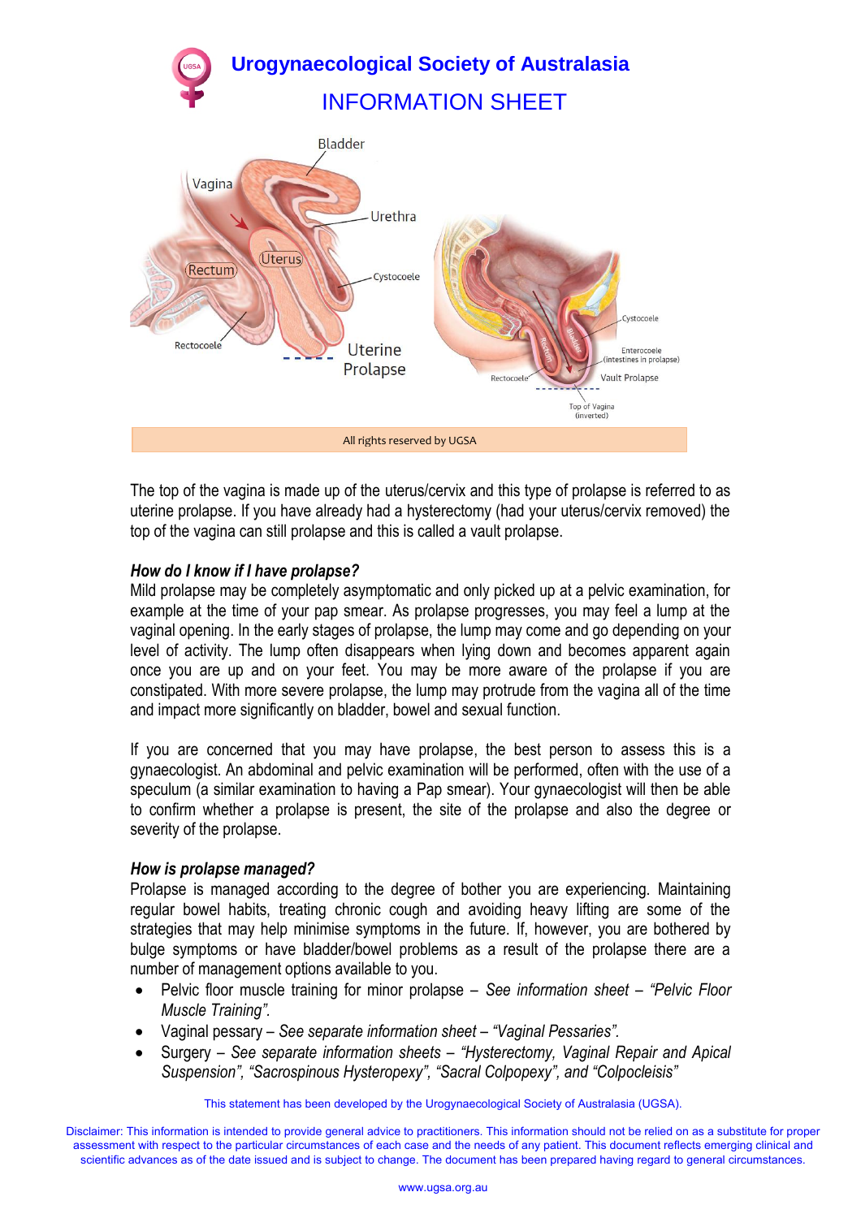# Urogynaecological Society of Australasia

## INFORMATION SHEET

Bladder
Vagina
Urethra
Uterus
Rectum
Cystocoele
Rectocoele
Uterine Prolapse

Cystocoele
Enterocoele (intestines in prolapse)
Vault Prolapse
Rectocoele
Top of Vagina (inverted)

All rights reserved by UGSA

The top of the vagina is made up of the uterus/cervix and this type of prolapse is referred to as uterine prolapse. If you have already had a hysterectomy (had your uterus/cervix removed) the top of the vagina can still prolapse and this is called a vault prolapse.

### *How do I know if I have prolapse?*

Mild prolapse may be completely asymptomatic and only picked up at a pelvic examination, for example at the time of your pap smear. As prolapse progresses, you may feel a lump at the vaginal opening. In the early stages of prolapse, the lump may come and go depending on your level of activity. The lump often disappears when lying down and becomes apparent again once you are up and on your feet. You may be more aware of the prolapse if you are constipated. With more severe prolapse, the lump may protrude from the vagina all of the time and impact more significantly on bladder, bowel and sexual function.

If you are concerned that you may have prolapse, the best person to assess this is a gynaecologist. An abdominal and pelvic examination will be performed, often with the use of a speculum (a similar examination to having a Pap smear). Your gynaecologist will then be able to confirm whether a prolapse is present, the site of the prolapse and also the degree or severity of the prolapse.

### *How is prolapse managed?*

Prolapse is managed according to the degree of bother you are experiencing. Maintaining regular bowel habits, treating chronic cough and avoiding heavy lifting are some of the strategies that may help minimise symptoms in the future. If, however, you are bothered by bulge symptoms or have bladder/bowel problems as a result of the prolapse there are a number of management options available to you.

- Pelvic floor muscle training for minor prolapse – *See information sheet – "Pelvic Floor Muscle Training".*
- Vaginal pessary – *See separate information sheet – "Vaginal Pessaries".*
- Surgery – *See separate information sheets – "Hysterectomy, Vaginal Repair and Apical Suspension", "Sacrospinous Hysteropexy", "Sacral Colpopexy", and "Colpocleisis"*

This statement has been developed by the Urogynaecological Society of Australasia (UGSA).

Disclaimer: This information is intended to provide general advice to practitioners. This information should not be relied on as a substitute for proper assessment with respect to the particular circumstances of each case and the needs of any patient. This document reflects emerging clinical and scientific advances as of the date issued and is subject to change. The document has been prepared having regard to general circumstances.

www.ugsa.org.au